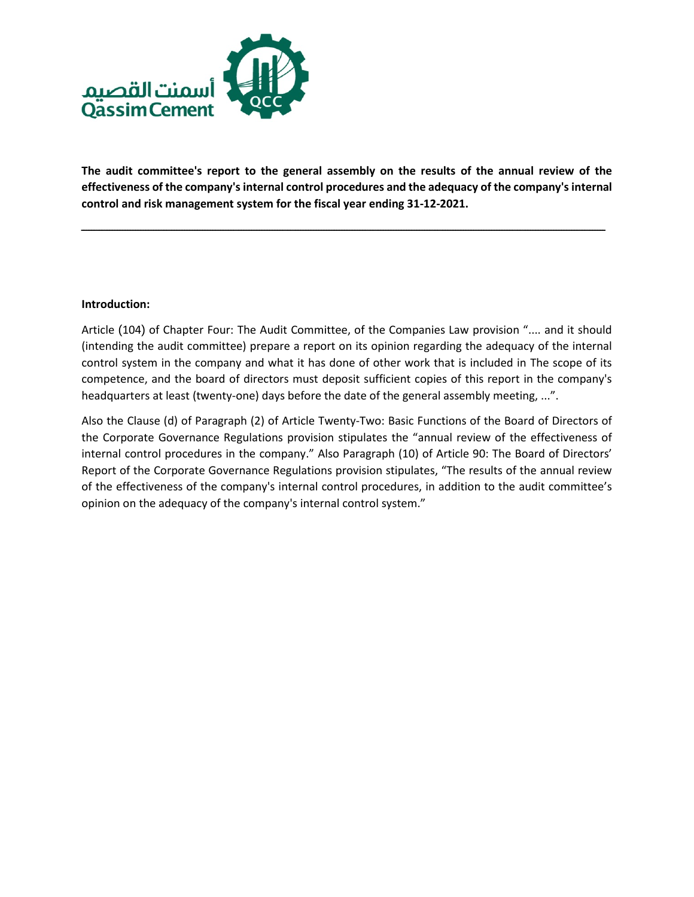أسمنت القصيم
Qassim Cement

**The audit committee's report to the general assembly on the results of the annual review of the effectiveness of the company's internal control procedures and the adequacy of the company's internal control and risk management system for the fiscal year ending 31-12-2021.**

---

**Introduction:**

Article (104) of Chapter Four: The Audit Committee, of the Companies Law provision ".... and it should (intending the audit committee) prepare a report on its opinion regarding the adequacy of the internal control system in the company and what it has done of other work that is included in The scope of its competence, and the board of directors must deposit sufficient copies of this report in the company's headquarters at least (twenty-one) days before the date of the general assembly meeting, ...".

Also the Clause (d) of Paragraph (2) of Article Twenty-Two: Basic Functions of the Board of Directors of the Corporate Governance Regulations provision stipulates the "annual review of the effectiveness of internal control procedures in the company." Also Paragraph (10) of Article 90: The Board of Directors' Report of the Corporate Governance Regulations provision stipulates, "The results of the annual review of the effectiveness of the company's internal control procedures, in addition to the audit committee's opinion on the adequacy of the company's internal control system."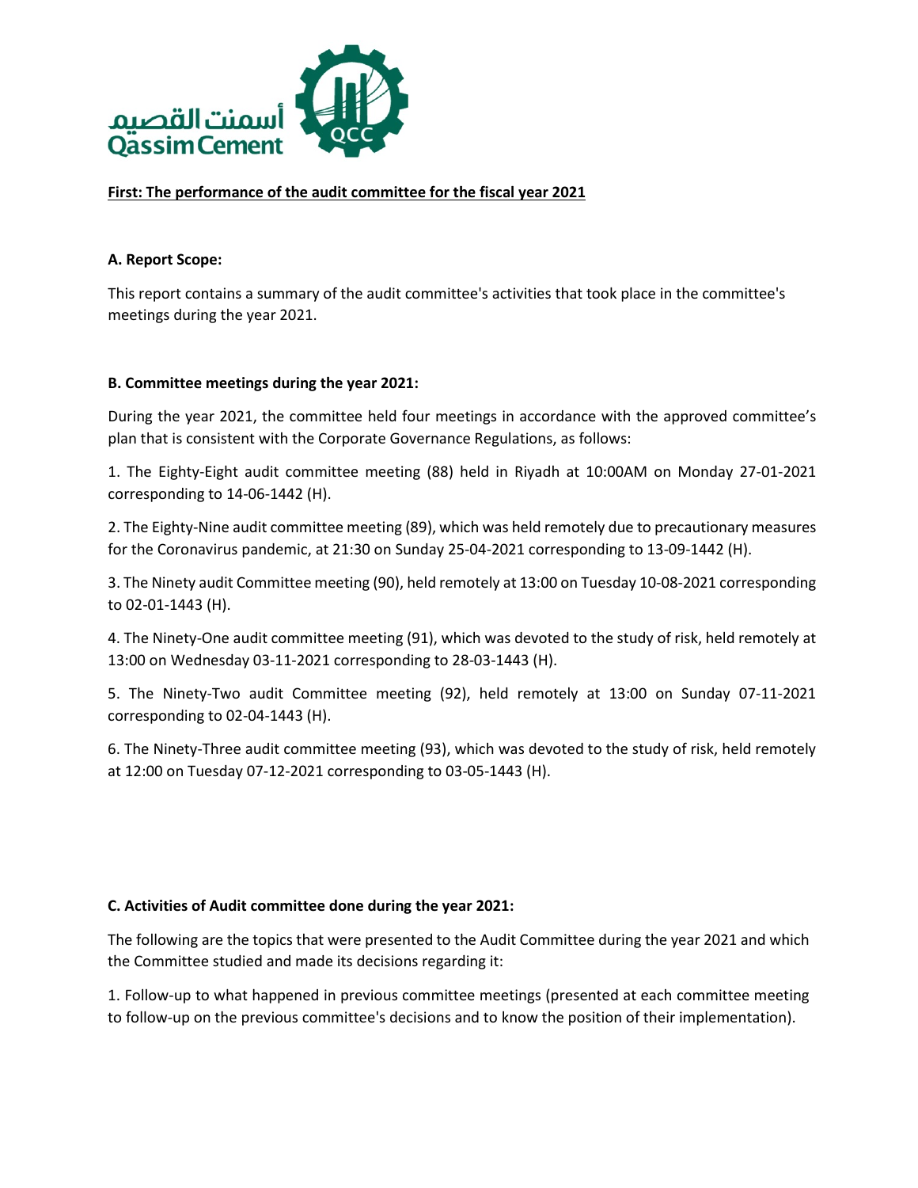**First: The performance of the audit committee for the fiscal year 2021**

**A. Report Scope:**

This report contains a summary of the audit committee's activities that took place in the committee's meetings during the year 2021.

**B. Committee meetings during the year 2021:**

During the year 2021, the committee held four meetings in accordance with the approved committee's plan that is consistent with the Corporate Governance Regulations, as follows:

1. The Eighty-Eight audit committee meeting (88) held in Riyadh at 10:00AM on Monday 27-01-2021 corresponding to 14-06-1442 (H).

2. The Eighty-Nine audit committee meeting (89), which was held remotely due to precautionary measures for the Coronavirus pandemic, at 21:30 on Sunday 25-04-2021 corresponding to 13-09-1442 (H).

3. The Ninety audit Committee meeting (90), held remotely at 13:00 on Tuesday 10-08-2021 corresponding to 02-01-1443 (H).

4. The Ninety-One audit committee meeting (91), which was devoted to the study of risk, held remotely at 13:00 on Wednesday 03-11-2021 corresponding to 28-03-1443 (H).

5. The Ninety-Two audit Committee meeting (92), held remotely at 13:00 on Sunday 07-11-2021 corresponding to 02-04-1443 (H).

6. The Ninety-Three audit committee meeting (93), which was devoted to the study of risk, held remotely at 12:00 on Tuesday 07-12-2021 corresponding to 03-05-1443 (H).

**C. Activities of Audit committee done during the year 2021:**

The following are the topics that were presented to the Audit Committee during the year 2021 and which the Committee studied and made its decisions regarding it:

1. Follow-up to what happened in previous committee meetings (presented at each committee meeting to follow-up on the previous committee's decisions and to know the position of their implementation).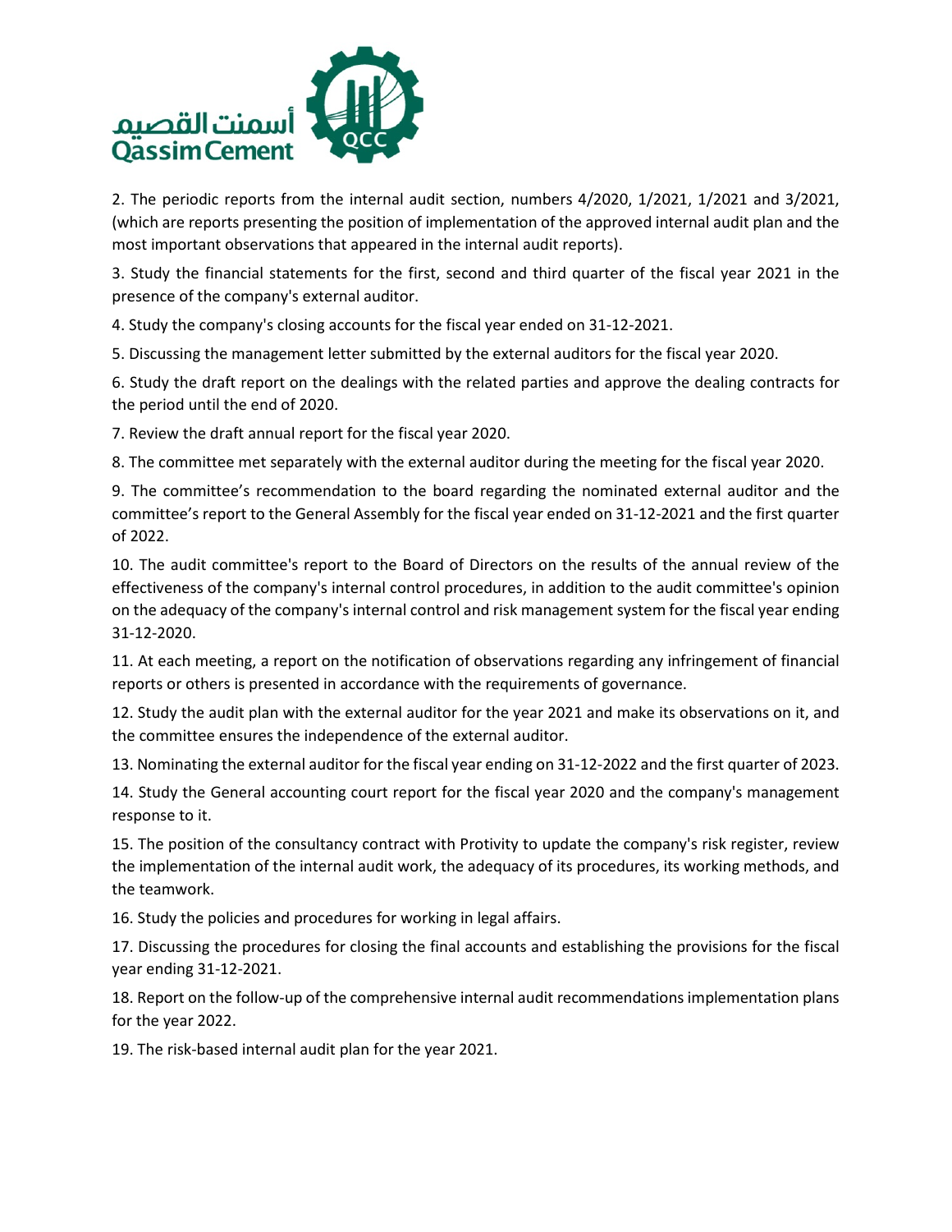2. The periodic reports from the internal audit section, numbers 4/2020, 1/2021, 1/2021 and 3/2021, (which are reports presenting the position of implementation of the approved internal audit plan and the most important observations that appeared in the internal audit reports).

3. Study the financial statements for the first, second and third quarter of the fiscal year 2021 in the presence of the company's external auditor.

4. Study the company's closing accounts for the fiscal year ended on 31-12-2021.

5. Discussing the management letter submitted by the external auditors for the fiscal year 2020.

6. Study the draft report on the dealings with the related parties and approve the dealing contracts for the period until the end of 2020.

7. Review the draft annual report for the fiscal year 2020.

8. The committee met separately with the external auditor during the meeting for the fiscal year 2020.

9. The committee's recommendation to the board regarding the nominated external auditor and the committee's report to the General Assembly for the fiscal year ended on 31-12-2021 and the first quarter of 2022.

10. The audit committee's report to the Board of Directors on the results of the annual review of the effectiveness of the company's internal control procedures, in addition to the audit committee's opinion on the adequacy of the company's internal control and risk management system for the fiscal year ending 31-12-2020.

11. At each meeting, a report on the notification of observations regarding any infringement of financial reports or others is presented in accordance with the requirements of governance.

12. Study the audit plan with the external auditor for the year 2021 and make its observations on it, and the committee ensures the independence of the external auditor.

13. Nominating the external auditor for the fiscal year ending on 31-12-2022 and the first quarter of 2023.

14. Study the General accounting court report for the fiscal year 2020 and the company's management response to it.

15. The position of the consultancy contract with Protivity to update the company's risk register, review the implementation of the internal audit work, the adequacy of its procedures, its working methods, and the teamwork.

16. Study the policies and procedures for working in legal affairs.

17. Discussing the procedures for closing the final accounts and establishing the provisions for the fiscal year ending 31-12-2021.

18. Report on the follow-up of the comprehensive internal audit recommendations implementation plans for the year 2022.

19. The risk-based internal audit plan for the year 2021.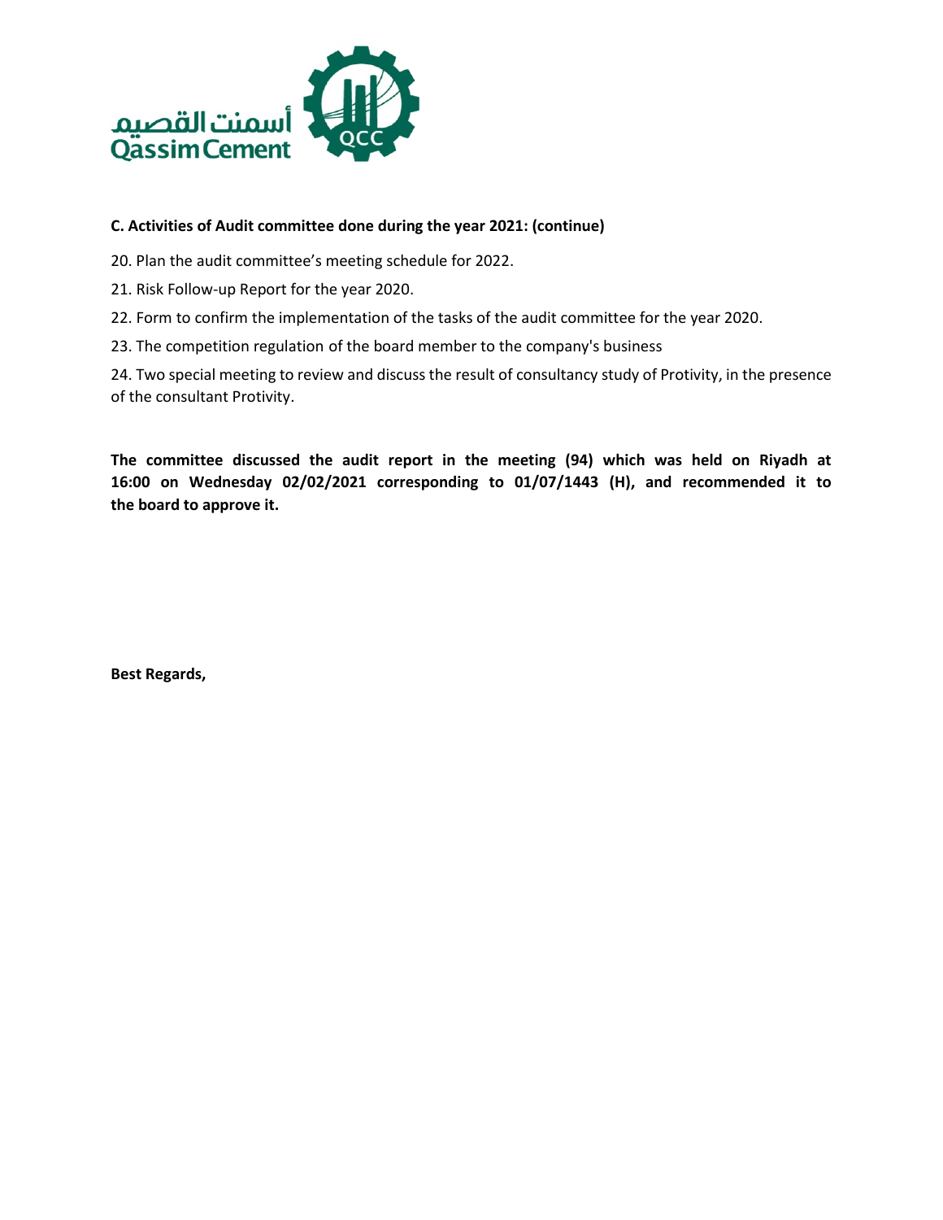**C. Activities of Audit committee done during the year 2021: (continue)**

20. Plan the audit committee's meeting schedule for 2022.
21. Risk Follow-up Report for the year 2020.
22. Form to confirm the implementation of the tasks of the audit committee for the year 2020.
23. The competition regulation of the board member to the company's business
24. Two special meeting to review and discuss the result of consultancy study of Protivity, in the presence of the consultant Protivity.

**The committee discussed the audit report in the meeting (94) which was held on Riyadh at 16:00 on Wednesday 02/02/2021 corresponding to 01/07/1443 (H), and recommended it to the board to approve it.**

**Best Regards,**